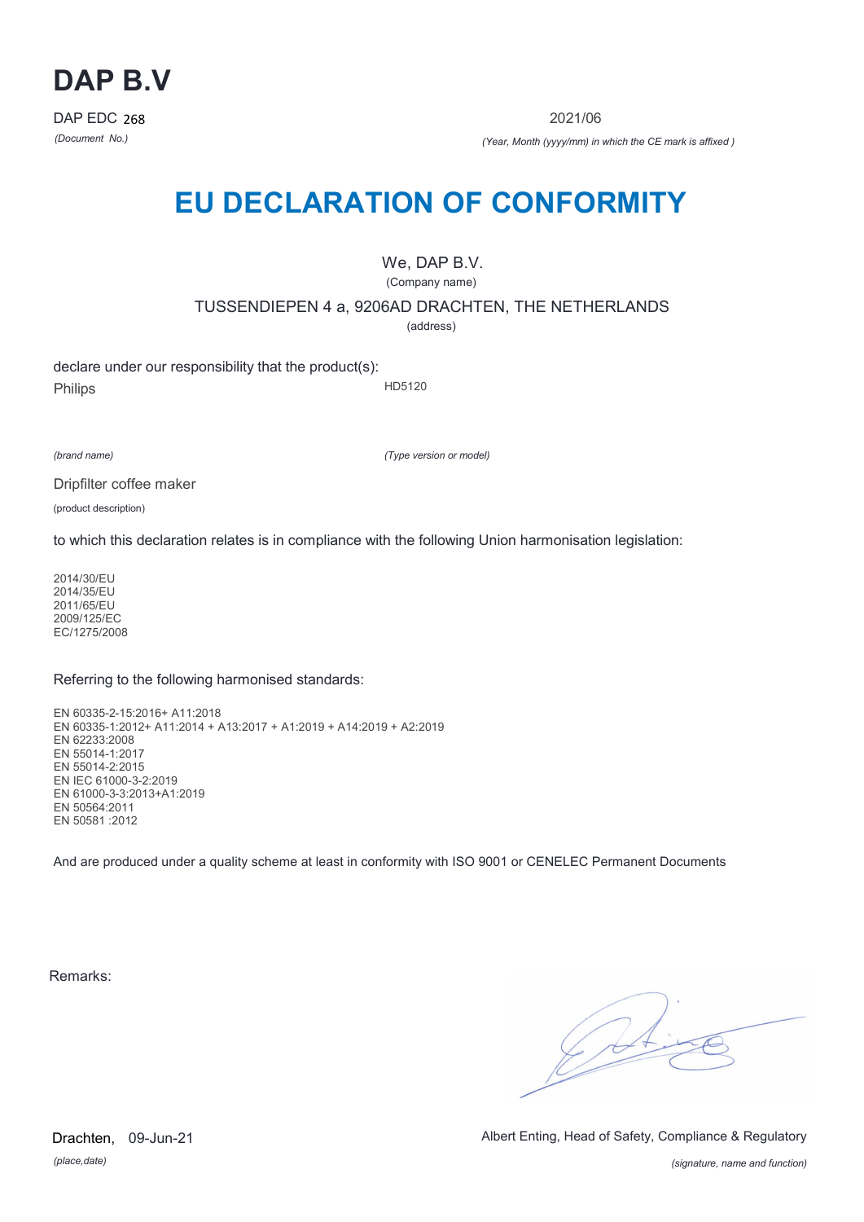# DAP B.V

DAP EDC 268

*(Document No.)*

2021/06

*(Year, Month (yyyy/mm) in which the CE mark is affixed )*

# EU DECLARATION OF CONFORMITY

We, DAP B.V.

(Company name)

TUSSENDIEPEN 4 a, 9206AD DRACHTEN, THE NETHERLANDS

(address)

declare under our responsibility that the product(s):

Philips HD5120

*(brand name)* *(Type version or model)*

Dripfilter coffee maker

(product description)

to which this declaration relates is in compliance with the following Union harmonisation legislation:

2014/30/EU
2014/35/EU
2011/65/EU
2009/125/EC
EC/1275/2008

Referring to the following harmonised standards:

EN 60335-2-15:2016+ A11:2018
EN 60335-1:2012+ A11:2014 + A13:2017 + A1:2019 + A14:2019 + A2:2019
EN 62233:2008
EN 55014-1:2017
EN 55014-2:2015
EN IEC 61000-3-2:2019
EN 61000-3-3:2013+A1:2019
EN 50564:2011
EN 50581 :2012

And are produced under a quality scheme at least in conformity with ISO 9001 or CENELEC Permanent Documents

Remarks:

Drachten, 09-Jun-21

*(place,date)*

Albert Enting, Head of Safety, Compliance & Regulatory

*(signature, name and function)*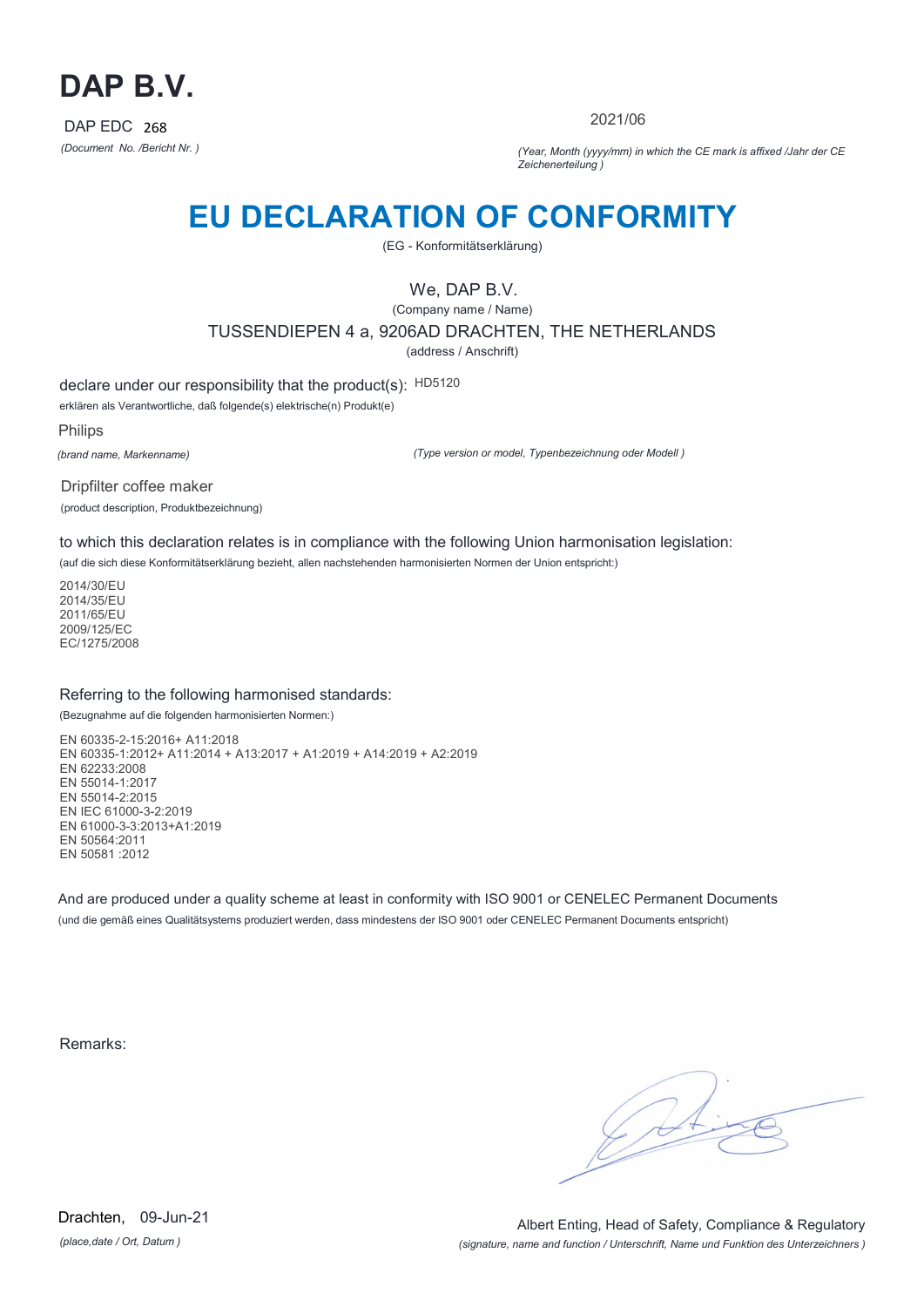# DAP B.V.

DAP EDC 268

*(Document No. /Bericht Nr. )*

2021/06

*(Year, Month (yyyy/mm) in which the CE mark is affixed /Jahr der CE Zeichenerteilung )*

# EU DECLARATION OF CONFORMITY

(EG - Konformitätserklärung)

We, DAP B.V.

(Company name / Name)

TUSSENDIEPEN 4 a, 9206AD DRACHTEN, THE NETHERLANDS

(address / Anschrift)

declare under our responsibility that the product(s): HD5120

erklären als Verantwortliche, daß folgende(s) elektrische(n) Produkt(e)

Philips

*(brand name, Markenname)*

*(Type version or model, Typenbezeichnung oder Modell )*

Dripfilter coffee maker

(product description, Produktbezeichnung)

to which this declaration relates is in compliance with the following Union harmonisation legislation:

(auf die sich diese Konformitätserklärung bezieht, allen nachstehenden harmonisierten Normen der Union entspricht:)

2014/30/EU
2014/35/EU
2011/65/EU
2009/125/EC
EC/1275/2008

Referring to the following harmonised standards:

(Bezugnahme auf die folgenden harmonisierten Normen:)

EN 60335-2-15:2016+ A11:2018
EN 60335-1:2012+ A11:2014 + A13:2017 + A1:2019 + A14:2019 + A2:2019
EN 62233:2008
EN 55014-1:2017
EN 55014-2:2015
EN IEC 61000-3-2:2019
EN 61000-3-3:2013+A1:2019
EN 50564:2011
EN 50581 :2012

And are produced under a quality scheme at least in conformity with ISO 9001 or CENELEC Permanent Documents

(und die gemäß eines Qualitätsystems produziert werden, dass mindestens der ISO 9001 oder CENELEC Permanent Documents entspricht)

Remarks:

Drachten, 09-Jun-21

*(place,date / Ort, Datum )*

Albert Enting, Head of Safety, Compliance & Regulatory

*(signature, name and function / Unterschrift, Name und Funktion des Unterzeichners )*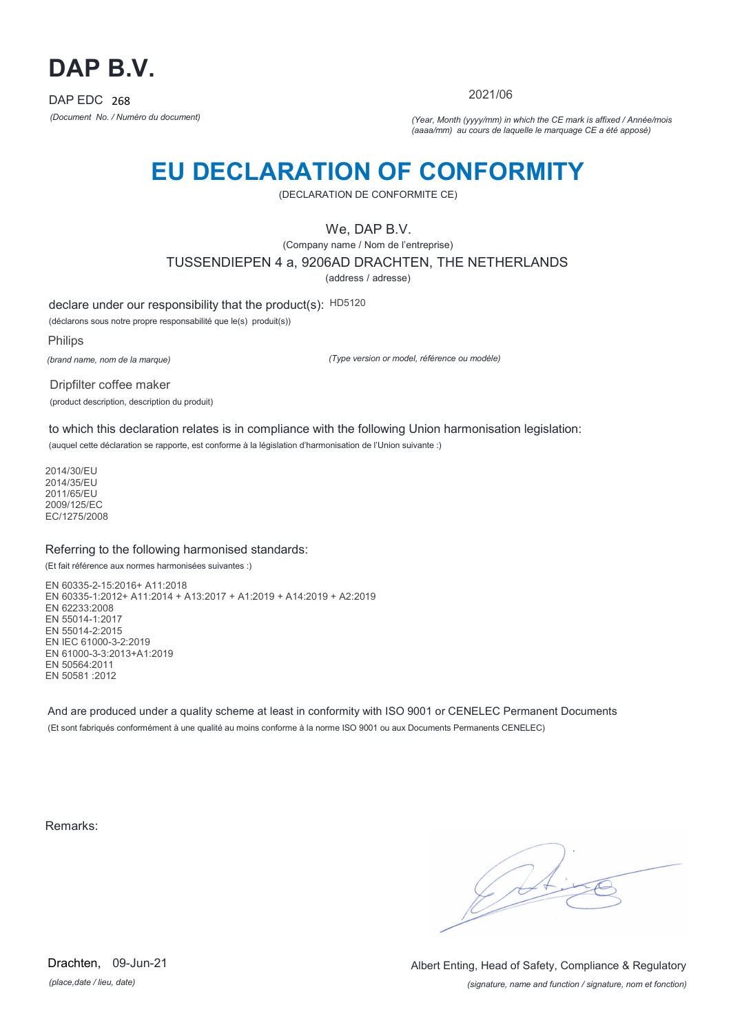# DAP B.V.

DAP EDC 268

*(Document No. / Numéro du document)*

2021/06

*(Year, Month (yyyy/mm) in which the CE mark is affixed / Année/mois (aaaa/mm) au cours de laquelle le marquage CE a été apposé)*

# EU DECLARATION OF CONFORMITY

(DECLARATION DE CONFORMITE CE)

We, DAP B.V.

(Company name / Nom de l'entreprise)

TUSSENDIEPEN 4 a, 9206AD DRACHTEN, THE NETHERLANDS

(address / adresse)

declare under our responsibility that the product(s): HD5120

(déclarons sous notre propre responsabilité que le(s) produit(s))

Philips

*(brand name, nom de la marque)*

*(Type version or model, référence ou modèle)*

Dripfilter coffee maker

(product description, description du produit)

to which this declaration relates is in compliance with the following Union harmonisation legislation:

(auquel cette déclaration se rapporte, est conforme à la législation d'harmonisation de l'Union suivante :)

2014/30/EU
2014/35/EU
2011/65/EU
2009/125/EC
EC/1275/2008

Referring to the following harmonised standards:

(Et fait référence aux normes harmonisées suivantes :)

EN 60335-2-15:2016+ A11:2018
EN 60335-1:2012+ A11:2014 + A13:2017 + A1:2019 + A14:2019 + A2:2019
EN 62233:2008
EN 55014-1:2017
EN 55014-2:2015
EN IEC 61000-3-2:2019
EN 61000-3-3:2013+A1:2019
EN 50564:2011
EN 50581 :2012

And are produced under a quality scheme at least in conformity with ISO 9001 or CENELEC Permanent Documents

(Et sont fabriqués conformément à une qualité au moins conforme à la norme ISO 9001 ou aux Documents Permanents CENELEC)

Remarks:

Drachten, 09-Jun-21

*(place,date / lieu, date)*

Albert Enting, Head of Safety, Compliance & Regulatory

*(signature, name and function / signature, nom et fonction)*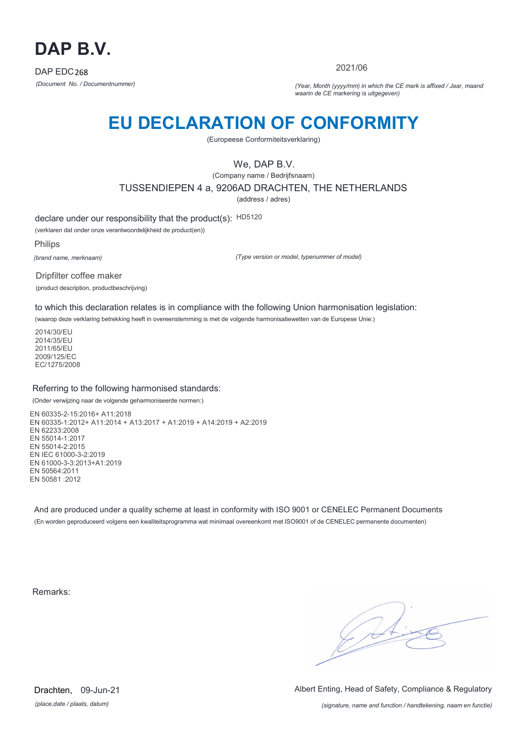# DAP B.V.

DAP EDC 268

*(Document No. / Documentnummer)*

2021/06

*(Year, Month (yyyy/mm) in which the CE mark is affixed / Jaar, maand waarin de CE markering is uitgegeven)*

# EU DECLARATION OF CONFORMITY

(Europeese Conformiteitsverklaring)

We, DAP B.V.

(Company name / Bedrijfsnaam)

TUSSENDIEPEN 4 a, 9206AD DRACHTEN, THE NETHERLANDS

(address / adres)

declare under our responsibility that the product(s): HD5120

(verklaren dat onder onze verantwoordelijkheid de product(en))

Philips

*(brand name, merknaam)*

*(Type version or model, typenummer of model)*

Dripfilter coffee maker

(product description, productbeschrijving)

to which this declaration relates is in compliance with the following Union harmonisation legislation:

(waarop deze verklaring betrekking heeft in overeenstemming is met de volgende harmonisatiewetten van de Europese Unie:)

2014/30/EU
2014/35/EU
2011/65/EU
2009/125/EC
EC/1275/2008

Referring to the following harmonised standards:

(Onder verwijzing naar de volgende geharmoniseerde normen:)

EN 60335-2-15:2016+ A11:2018
EN 60335-1:2012+ A11:2014 + A13:2017 + A1:2019 + A14:2019 + A2:2019
EN 62233:2008
EN 55014-1:2017
EN 55014-2:2015
EN IEC 61000-3-2:2019
EN 61000-3-3:2013+A1:2019
EN 50564:2011
EN 50581 :2012

And are produced under a quality scheme at least in conformity with ISO 9001 or CENELEC Permanent Documents

(En worden geproduceerd volgens een kwaliteitsprogramma wat minimaal overeenkomt met ISO9001 of de CENELEC permanente documenten)

Remarks:

Drachten, 09-Jun-21

*(place,date / plaats, datum)*

Albert Enting, Head of Safety, Compliance & Regulatory

*(signature, name and function / handtekening, naam en functie)*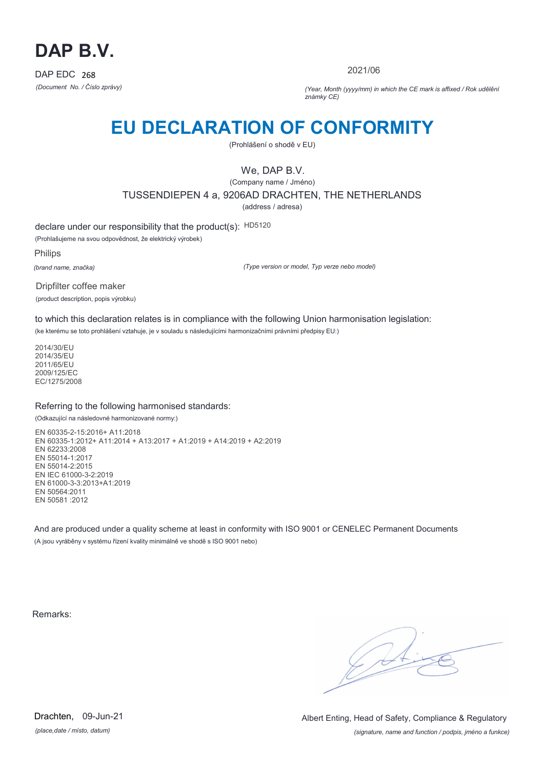# DAP B.V.

DAP EDC 268

*(Document No. / Číslo zprávy)*

2021/06

*(Year, Month (yyyy/mm) in which the CE mark is affixed / Rok udělění známky CE)*

# EU DECLARATION OF CONFORMITY

(Prohlášení o shodě v EU)

We, DAP B.V.

(Company name / Jméno)

TUSSENDIEPEN 4 a, 9206AD DRACHTEN, THE NETHERLANDS

(address / adresa)

declare under our responsibility that the product(s): HD5120

(Prohlašujeme na svou odpovědnost, že elektrický výrobek)

Philips

*(brand name, značka)*

*(Type version or model, Typ verze nebo model)*

Dripfilter coffee maker

(product description, popis výrobku)

to which this declaration relates is in compliance with the following Union harmonisation legislation:

(ke kterému se toto prohlášení vztahuje, je v souladu s následujícími harmonizačními právními předpisy EU:)

2014/30/EU
2014/35/EU
2011/65/EU
2009/125/EC
EC/1275/2008

Referring to the following harmonised standards:

(Odkazující na následovné harmonizované normy:)

EN 60335-2-15:2016+ A11:2018
EN 60335-1:2012+ A11:2014 + A13:2017 + A1:2019 + A14:2019 + A2:2019
EN 62233:2008
EN 55014-1:2017
EN 55014-2:2015
EN IEC 61000-3-2:2019
EN 61000-3-3:2013+A1:2019
EN 50564:2011
EN 50581 :2012

And are produced under a quality scheme at least in conformity with ISO 9001 or CENELEC Permanent Documents

(A jsou vyráběny v systému řízení kvality minimálně ve shodě s ISO 9001 nebo)

Remarks:

Drachten, 09-Jun-21

*(place,date / místo, datum)*

Albert Enting, Head of Safety, Compliance & Regulatory

*(signature, name and function / podpis, jméno a funkce)*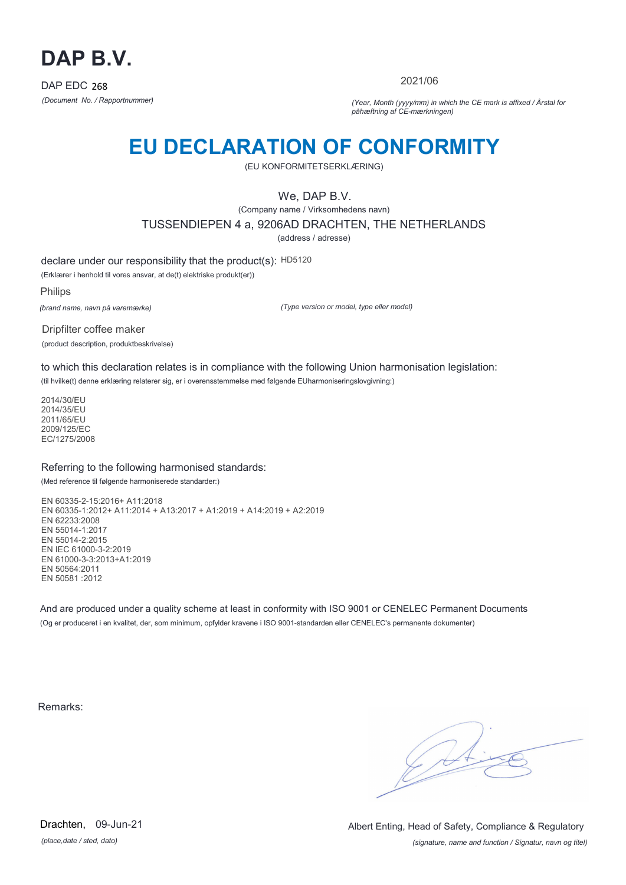# DAP B.V.

DAP EDC 268

*(Document No. / Rapportnummer)*

2021/06

*(Year, Month (yyyy/mm) in which the CE mark is affixed / Årstal for påhæftning af CE-mærkningen)*

# EU DECLARATION OF CONFORMITY

(EU KONFORMITETSERKLÆRING)

We, DAP B.V.

(Company name / Virksomhedens navn)

TUSSENDIEPEN 4 a, 9206AD DRACHTEN, THE NETHERLANDS

(address / adresse)

declare under our responsibility that the product(s): HD5120

(Erklærer i henhold til vores ansvar, at de(t) elektriske produkt(er))

Philips

*(brand name, navn på varemærke)*

*(Type version or model, type eller model)*

Dripfilter coffee maker

(product description, produktbeskrivelse)

to which this declaration relates is in compliance with the following Union harmonisation legislation:

(til hvilke(t) denne erklæring relaterer sig, er i overensstemmelse med følgende EUharmoniseringslovgivning:)

2014/30/EU
2014/35/EU
2011/65/EU
2009/125/EC
EC/1275/2008

Referring to the following harmonised standards:

(Med reference til følgende harmoniserede standarder:)

EN 60335-2-15:2016+ A11:2018
EN 60335-1:2012+ A11:2014 + A13:2017 + A1:2019 + A14:2019 + A2:2019
EN 62233:2008
EN 55014-1:2017
EN 55014-2:2015
EN IEC 61000-3-2:2019
EN 61000-3-3:2013+A1:2019
EN 50564:2011
EN 50581 :2012

And are produced under a quality scheme at least in conformity with ISO 9001 or CENELEC Permanent Documents

(Og er produceret i en kvalitet, der, som minimum, opfylder kravene i ISO 9001-standarden eller CENELEC's permanente dokumenter)

Remarks:

Drachten, 09-Jun-21

*(place,date / sted, dato)*

Albert Enting, Head of Safety, Compliance & Regulatory

*(signature, name and function / Signatur, navn og titel)*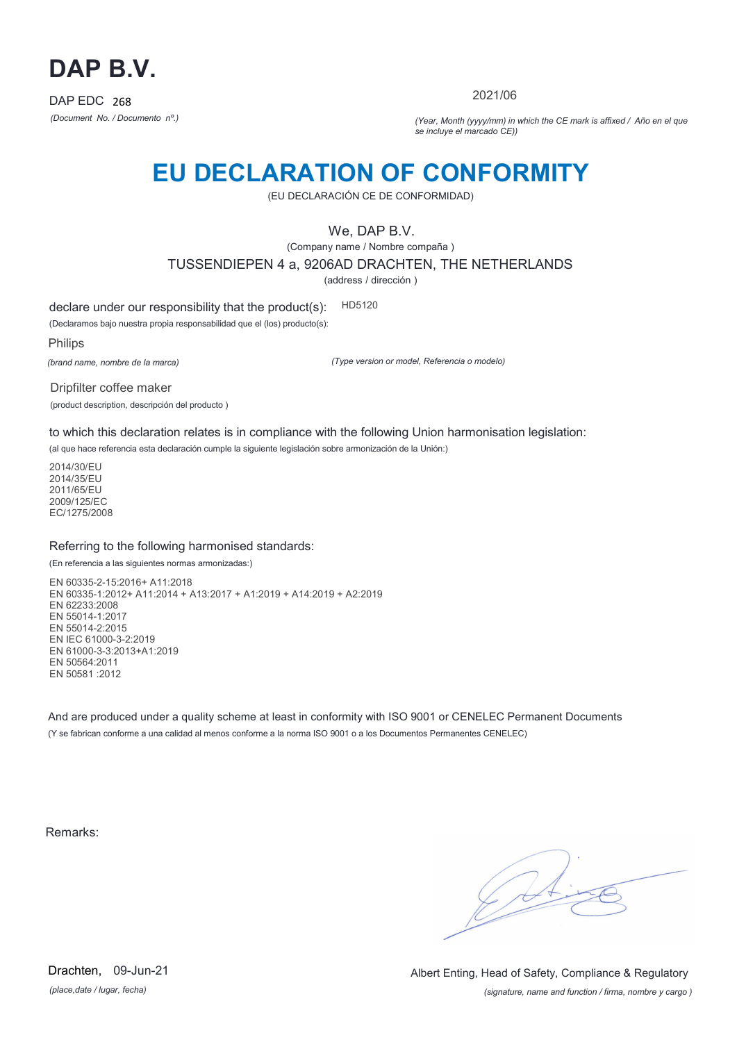# DAP B.V.

DAP EDC 268

*(Document No. / Documento nº.)*

2021/06

*(Year, Month (yyyy/mm) in which the CE mark is affixed / Año en el que se incluye el marcado CE))*

# EU DECLARATION OF CONFORMITY

(EU DECLARACIÓN CE DE CONFORMIDAD)

We, DAP B.V.

(Company name / Nombre compaña )

TUSSENDIEPEN 4 a, 9206AD DRACHTEN, THE NETHERLANDS

(address / dirección )

declare under our responsibility that the product(s): HD5120

(Declaramos bajo nuestra propia responsabilidad que el (los) producto(s):

Philips

*(brand name, nombre de la marca)*

*(Type version or model, Referencia o modelo)*

Dripfilter coffee maker

(product description, descripción del producto )

to which this declaration relates is in compliance with the following Union harmonisation legislation:

(al que hace referencia esta declaración cumple la siguiente legislación sobre armonización de la Unión:)

2014/30/EU
2014/35/EU
2011/65/EU
2009/125/EC
EC/1275/2008

Referring to the following harmonised standards:

(En referencia a las siguientes normas armonizadas:)

EN 60335-2-15:2016+ A11:2018
EN 60335-1:2012+ A11:2014 + A13:2017 + A1:2019 + A14:2019 + A2:2019
EN 62233:2008
EN 55014-1:2017
EN 55014-2:2015
EN IEC 61000-3-2:2019
EN 61000-3-3:2013+A1:2019
EN 50564:2011
EN 50581 :2012

And are produced under a quality scheme at least in conformity with ISO 9001 or CENELEC Permanent Documents

(Y se fabrican conforme a una calidad al menos conforme a la norma ISO 9001 o a los Documentos Permanentes CENELEC)

Remarks:

Drachten, 09-Jun-21

*(place,date / lugar, fecha)*

Albert Enting, Head of Safety, Compliance & Regulatory

*(signature, name and function / firma, nombre y cargo )*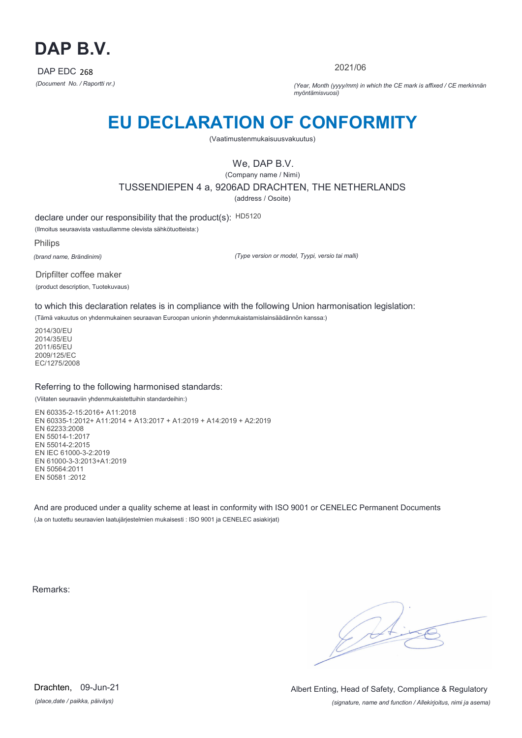# DAP B.V.

DAP EDC 268

*(Document No. / Raportti nr.)*

2021/06

*(Year, Month (yyyy/mm) in which the CE mark is affixed / CE merkinnän myöntämisvuosi)*

# EU DECLARATION OF CONFORMITY

(Vaatimustenmukaisuusvakuutus)

We, DAP B.V.

(Company name / Nimi)

TUSSENDIEPEN 4 a, 9206AD DRACHTEN, THE NETHERLANDS

(address / Osoite)

declare under our responsibility that the product(s): HD5120

(Ilmoitus seuraavista vastuullamme olevista sähkötuotteista:)

Philips

*(brand name, Brändinimi)*

*(Type version or model, Tyypi, versio tai malli)*

Dripfilter coffee maker

(product description, Tuotekuvaus)

to which this declaration relates is in compliance with the following Union harmonisation legislation:

(Tämä vakuutus on yhdenmukainen seuraavan Euroopan unionin yhdenmukaistamislainsäädännön kanssa:)

2014/30/EU
2014/35/EU
2011/65/EU
2009/125/EC
EC/1275/2008

Referring to the following harmonised standards:

(Viitaten seuraaviin yhdenmukaistettuihin standardeihin:)

EN 60335-2-15:2016+ A11:2018
EN 60335-1:2012+ A11:2014 + A13:2017 + A1:2019 + A14:2019 + A2:2019
EN 62233:2008
EN 55014-1:2017
EN 55014-2:2015
EN IEC 61000-3-2:2019
EN 61000-3-3:2013+A1:2019
EN 50564:2011
EN 50581 :2012

And are produced under a quality scheme at least in conformity with ISO 9001 or CENELEC Permanent Documents

(Ja on tuotettu seuraavien laatujärjestelmien mukaisesti : ISO 9001 ja CENELEC asiakirjat)

Remarks:

Drachten, 09-Jun-21

*(place,date / paikka, päiväys)*

Albert Enting, Head of Safety, Compliance & Regulatory

*(signature, name and function / Allekirjoitus, nimi ja asema)*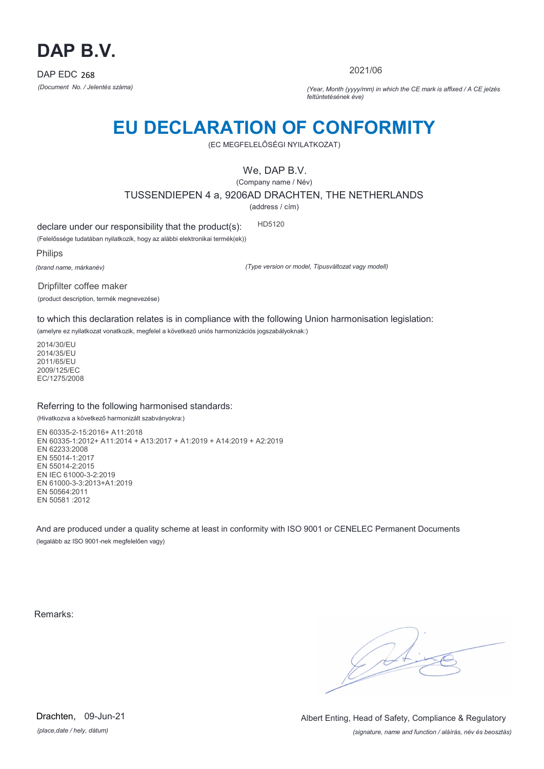# DAP B.V.

DAP EDC 268

*(Document No. / Jelentés száma)*

2021/06

*(Year, Month (yyyy/mm) in which the CE mark is affixed / A CE jelzés feltüntetésének éve)*

# EU DECLARATION OF CONFORMITY

(EC MEGFELELŐSÉGI NYILATKOZAT)

We, DAP B.V.

(Company name / Név)

TUSSENDIEPEN 4 a, 9206AD DRACHTEN, THE NETHERLANDS

(address / cím)

declare under our responsibility that the product(s): HD5120

(Felelőssége tudatában nyilatkozik, hogy az alábbi elektronikai termék(ek))

Philips

*(brand name, márkanév)*

*(Type version or model, Típusváltozat vagy modell)*

Dripfilter coffee maker

(product description, termék megnevezése)

to which this declaration relates is in compliance with the following Union harmonisation legislation:

(amelyre ez nyilatkozat vonatkozik, megfelel a következő uniós harmonizációs jogszabályoknak:)

2014/30/EU
2014/35/EU
2011/65/EU
2009/125/EC
EC/1275/2008

Referring to the following harmonised standards:

(Hivatkozva a következő harmonizált szabványokra:)

EN 60335-2-15:2016+ A11:2018
EN 60335-1:2012+ A11:2014 + A13:2017 + A1:2019 + A14:2019 + A2:2019
EN 62233:2008
EN 55014-1:2017
EN 55014-2:2015
EN IEC 61000-3-2:2019
EN 61000-3-3:2013+A1:2019
EN 50564:2011
EN 50581 :2012

And are produced under a quality scheme at least in conformity with ISO 9001 or CENELEC Permanent Documents

(legalább az ISO 9001-nek megfelelően vagy)

Remarks:

Drachten, 09-Jun-21

*(place,date / hely, dátum)*

Albert Enting, Head of Safety, Compliance & Regulatory

*(signature, name and function / aláírás, név és beosztás)*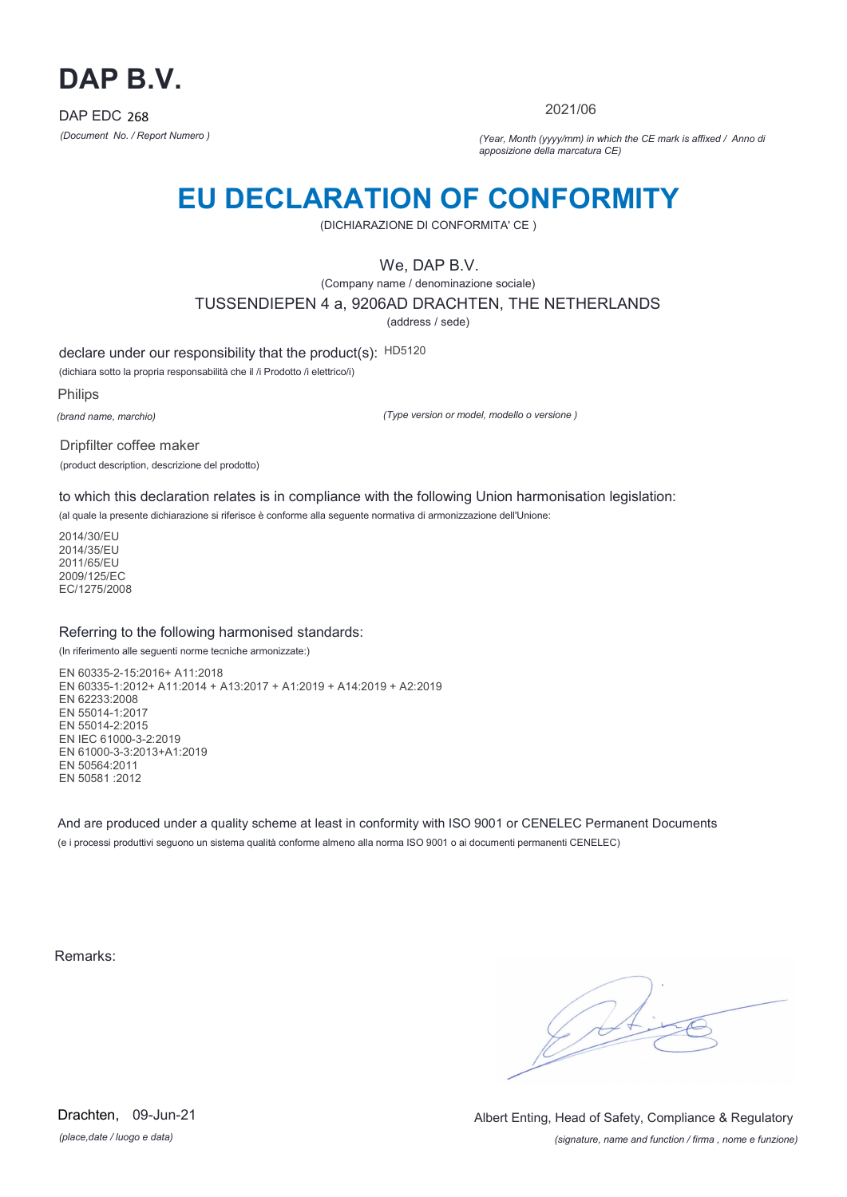# DAP B.V.

DAP EDC 268

*(Document No. / Report Numero )*

2021/06

*(Year, Month (yyyy/mm) in which the CE mark is affixed / Anno di apposizione della marcatura CE)*

# EU DECLARATION OF CONFORMITY

(DICHIARAZIONE DI CONFORMITA' CE )

We, DAP B.V.

(Company name / denominazione sociale)

TUSSENDIEPEN 4 a, 9206AD DRACHTEN, THE NETHERLANDS

(address / sede)

declare under our responsibility that the product(s): HD5120

(dichiara sotto la propria responsabilità che il /i Prodotto /i elettrico/i)

Philips

*(brand name, marchio)*

*(Type version or model, modello o versione )*

Dripfilter coffee maker

(product description, descrizione del prodotto)

to which this declaration relates is in compliance with the following Union harmonisation legislation:

(al quale la presente dichiarazione si riferisce è conforme alla seguente normativa di armonizzazione dell'Unione:

2014/30/EU
2014/35/EU
2011/65/EU
2009/125/EC
EC/1275/2008

## Referring to the following harmonised standards:

(In riferimento alle seguenti norme tecniche armonizzate:)

EN 60335-2-15:2016+ A11:2018
EN 60335-1:2012+ A11:2014 + A13:2017 + A1:2019 + A14:2019 + A2:2019
EN 62233:2008
EN 55014-1:2017
EN 55014-2:2015
EN IEC 61000-3-2:2019
EN 61000-3-3:2013+A1:2019
EN 50564:2011
EN 50581 :2012

And are produced under a quality scheme at least in conformity with ISO 9001 or CENELEC Permanent Documents

(e i processi produttivi seguono un sistema qualità conforme almeno alla norma ISO 9001 o ai documenti permanenti CENELEC)

Remarks:

Drachten, 09-Jun-21

*(place,date / luogo e data)*

Albert Enting, Head of Safety, Compliance & Regulatory

*(signature, name and function / firma , nome e funzione)*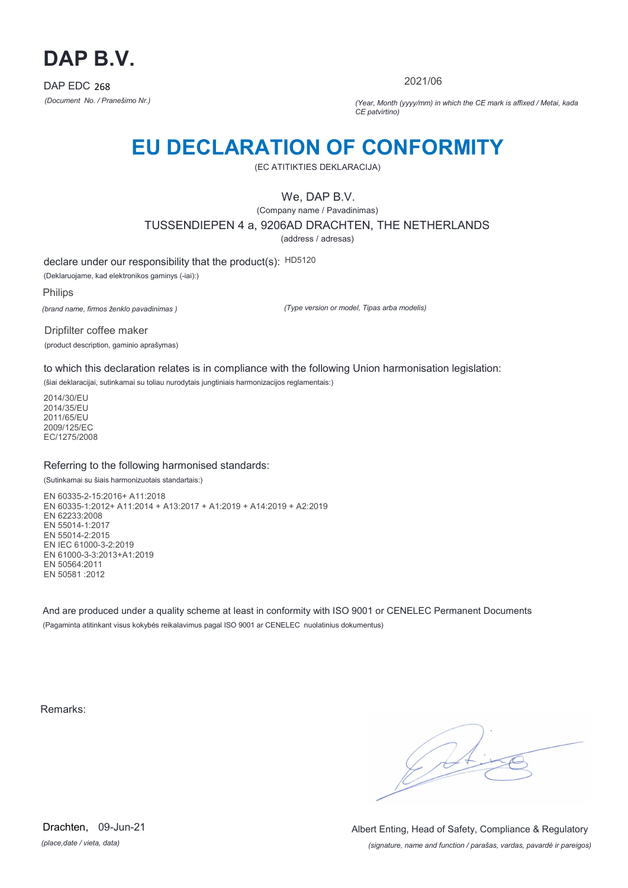# DAP B.V.

DAP EDC 268

*(Document No. / Pranešimo Nr.)*

2021/06

*(Year, Month (yyyy/mm) in which the CE mark is affixed / Metai, kada CE patvirtino)*

# EU DECLARATION OF CONFORMITY

(EC ATITIKTIES DEKLARACIJA)

We, DAP B.V.

(Company name / Pavadinimas)

TUSSENDIEPEN 4 a, 9206AD DRACHTEN, THE NETHERLANDS

(address / adresas)

declare under our responsibility that the product(s): HD5120

(Deklaruojame, kad elektronikos gaminys (-iai):)

Philips

*(brand name, firmos ženklo pavadinimas )*

*(Type version or model, Tipas arba modelis)*

Dripfilter coffee maker

(product description, gaminio aprašymas)

to which this declaration relates is in compliance with the following Union harmonisation legislation:

(šiai deklaracijai, sutinkamai su toliau nurodytais jungtiniais harmonizacijos reglamentais:)

2014/30/EU
2014/35/EU
2011/65/EU
2009/125/EC
EC/1275/2008

Referring to the following harmonised standards:

(Sutinkamai su šiais harmonizuotais standartais:)

EN 60335-2-15:2016+ A11:2018
EN 60335-1:2012+ A11:2014 + A13:2017 + A1:2019 + A14:2019 + A2:2019
EN 62233:2008
EN 55014-1:2017
EN 55014-2:2015
EN IEC 61000-3-2:2019
EN 61000-3-3:2013+A1:2019
EN 50564:2011
EN 50581 :2012

And are produced under a quality scheme at least in conformity with ISO 9001 or CENELEC Permanent Documents

(Pagaminta atitinkant visus kokybės reikalavimus pagal ISO 9001 ar CENELEC nuolatinius dokumentus)

Remarks:

Drachten, 09-Jun-21

*(place,date / vieta, data)*

Albert Enting, Head of Safety, Compliance & Regulatory

*(signature, name and function / parašas, vardas, pavardė ir pareigos)*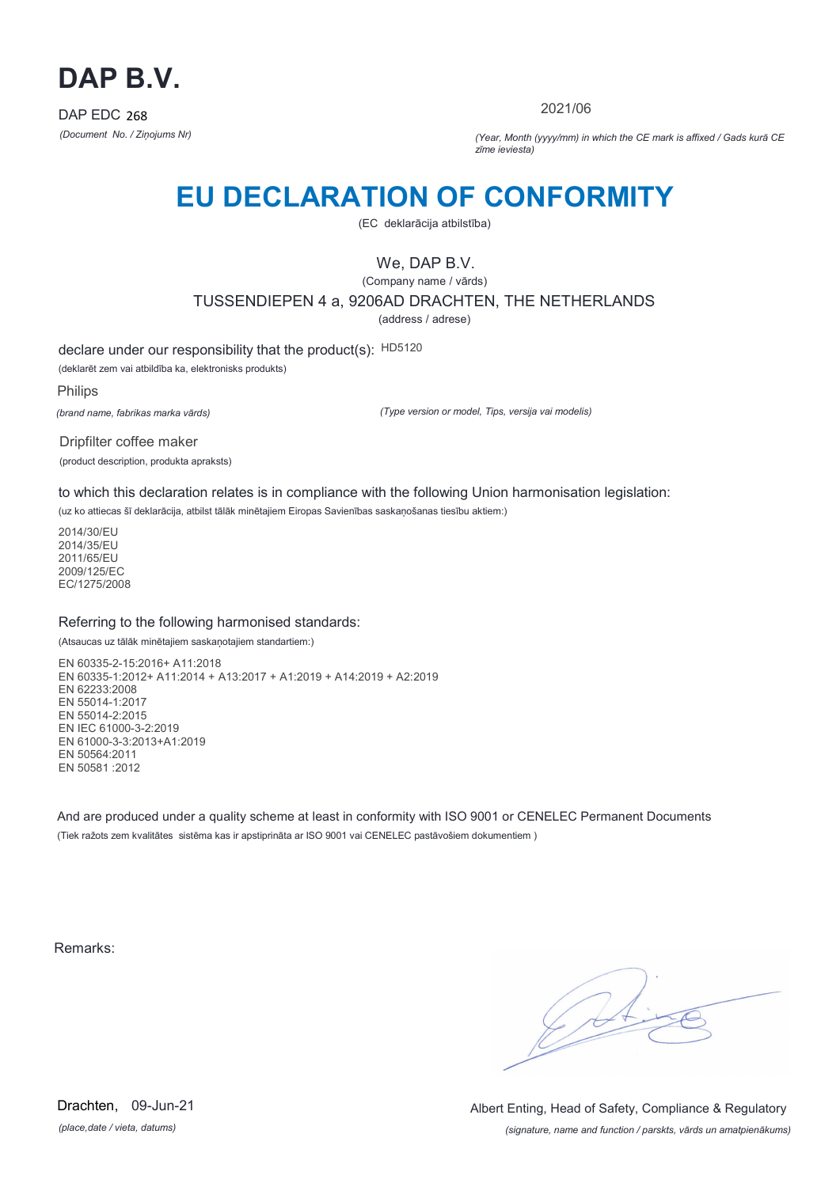# DAP B.V.

DAP EDC 268

*(Document No. / Ziņojums Nr)*

2021/06

*(Year, Month (yyyy/mm) in which the CE mark is affixed / Gads kurā CE zīme ieviesta)*

# EU DECLARATION OF CONFORMITY

(EC deklarācija atbilstība)

We, DAP B.V.

(Company name / vārds)

TUSSENDIEPEN 4 a, 9206AD DRACHTEN, THE NETHERLANDS

(address / adrese)

declare under our responsibility that the product(s): HD5120

(deklarēt zem vai atbildība ka, elektronisks produkts)

Philips

*(brand name, fabrikas marka vārds)*

*(Type version or model, Tips, versija vai modelis)*

Dripfilter coffee maker

(product description, produkta apraksts)

to which this declaration relates is in compliance with the following Union harmonisation legislation:

(uz ko attiecas šī deklarācija, atbilst tālāk minētajiem Eiropas Savienības saskaņošanas tiesību aktiem:)

2014/30/EU
2014/35/EU
2011/65/EU
2009/125/EC
EC/1275/2008

Referring to the following harmonised standards:

(Atsaucas uz tālāk minētajiem saskaņotajiem standartiem:)

EN 60335-2-15:2016+ A11:2018
EN 60335-1:2012+ A11:2014 + A13:2017 + A1:2019 + A14:2019 + A2:2019
EN 62233:2008
EN 55014-1:2017
EN 55014-2:2015
EN IEC 61000-3-2:2019
EN 61000-3-3:2013+A1:2019
EN 50564:2011
EN 50581 :2012

And are produced under a quality scheme at least in conformity with ISO 9001 or CENELEC Permanent Documents

(Tiek ražots zem kvalitātes sistēma kas ir apstiprināta ar ISO 9001 vai CENELEC pastāvošiem dokumentiem )

Remarks:

Drachten, 09-Jun-21

*(place,date / vieta, datums)*

Albert Enting, Head of Safety, Compliance & Regulatory

*(signature, name and function / parskts, vārds un amatpienākums)*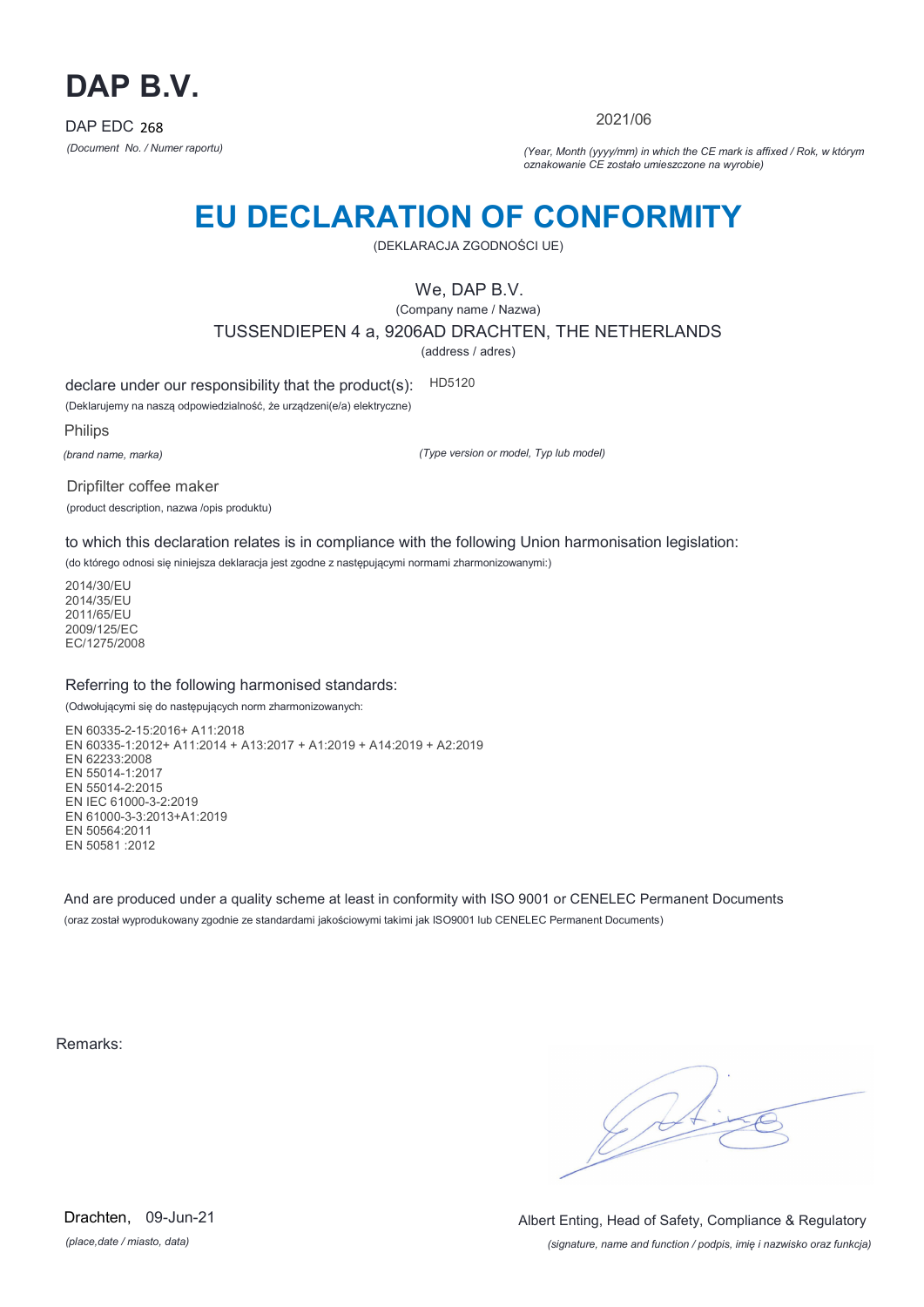# DAP B.V.

DAP EDC 268

*(Document No. / Numer raportu)*

2021/06

*(Year, Month (yyyy/mm) in which the CE mark is affixed / Rok, w którym oznakowanie CE zostało umieszczone na wyrobie)*

# EU DECLARATION OF CONFORMITY

(DEKLARACJA ZGODNOŚCI UE)

We, DAP B.V.

(Company name / Nazwa)

TUSSENDIEPEN 4 a, 9206AD DRACHTEN, THE NETHERLANDS

(address / adres)

declare under our responsibility that the product(s): HD5120

(Deklarujemy na naszą odpowiedzialność, że urządzeni(e/a) elektryczne)

Philips

*(brand name, marka)*

*(Type version or model, Typ lub model)*

Dripfilter coffee maker

(product description, nazwa /opis produktu)

to which this declaration relates is in compliance with the following Union harmonisation legislation:

(do którego odnosi się niniejsza deklaracja jest zgodne z następującymi normami zharmonizowanymi:)

2014/30/EU
2014/35/EU
2011/65/EU
2009/125/EC
EC/1275/2008

Referring to the following harmonised standards:

(Odwołującymi się do następujących norm zharmonizowanych:

EN 60335-2-15:2016+ A11:2018
EN 60335-1:2012+ A11:2014 + A13:2017 + A1:2019 + A14:2019 + A2:2019
EN 62233:2008
EN 55014-1:2017
EN 55014-2:2015
EN IEC 61000-3-2:2019
EN 61000-3-3:2013+A1:2019
EN 50564:2011
EN 50581 :2012

And are produced under a quality scheme at least in conformity with ISO 9001 or CENELEC Permanent Documents

(oraz został wyprodukowany zgodnie ze standardami jakościowymi takimi jak ISO9001 lub CENELEC Permanent Documents)

Remarks:

Drachten, 09-Jun-21

*(place,date / miasto, data)*

Albert Enting, Head of Safety, Compliance & Regulatory

*(signature, name and function / podpis, imię i nazwisko oraz funkcja)*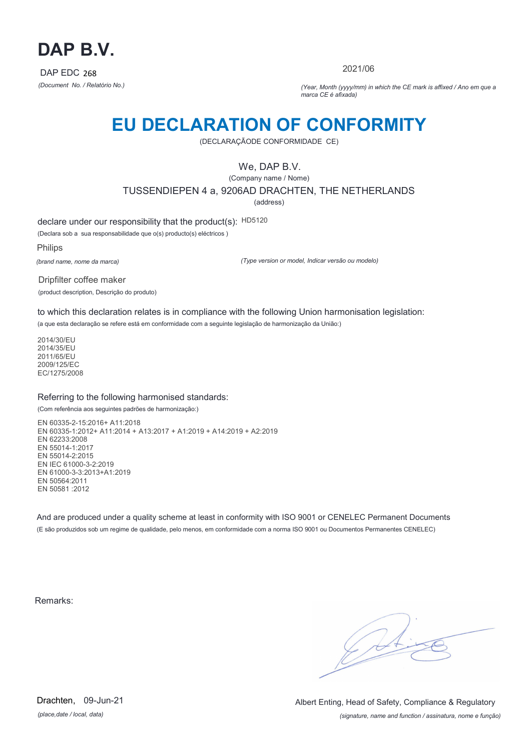# DAP B.V.

DAP EDC 268

*(Document No. / Relatório No.)*

2021/06

*(Year, Month (yyyy/mm) in which the CE mark is affixed / Ano em que a marca CE é afixada)*

# EU DECLARATION OF CONFORMITY

(DECLARAÇÃODE CONFORMIDADE CE)

We, DAP B.V.

(Company name / Nome)

TUSSENDIEPEN 4 a, 9206AD DRACHTEN, THE NETHERLANDS

(address)

declare under our responsibility that the product(s): HD5120

(Declara sob a sua responsabilidade que o(s) producto(s) eléctricos )

Philips

*(brand name, nome da marca)*

*(Type version or model, Indicar versão ou modelo)*

Dripfilter coffee maker

(product description, Descrição do produto)

to which this declaration relates is in compliance with the following Union harmonisation legislation:

(a que esta declaração se refere está em conformidade com a seguinte legislação de harmonização da União:)

2014/30/EU
2014/35/EU
2011/65/EU
2009/125/EC
EC/1275/2008

Referring to the following harmonised standards:

(Com referência aos seguintes padrões de harmonização:)

EN 60335-2-15:2016+ A11:2018
EN 60335-1:2012+ A11:2014 + A13:2017 + A1:2019 + A14:2019 + A2:2019
EN 62233:2008
EN 55014-1:2017
EN 55014-2:2015
EN IEC 61000-3-2:2019
EN 61000-3-3:2013+A1:2019
EN 50564:2011
EN 50581 :2012

And are produced under a quality scheme at least in conformity with ISO 9001 or CENELEC Permanent Documents

(E são produzidos sob um regime de qualidade, pelo menos, em conformidade com a norma ISO 9001 ou Documentos Permanentes CENELEC)

Remarks:

Drachten, 09-Jun-21

*(place,date / local, data)*

Albert Enting, Head of Safety, Compliance & Regulatory

*(signature, name and function / assinatura, nome e função)*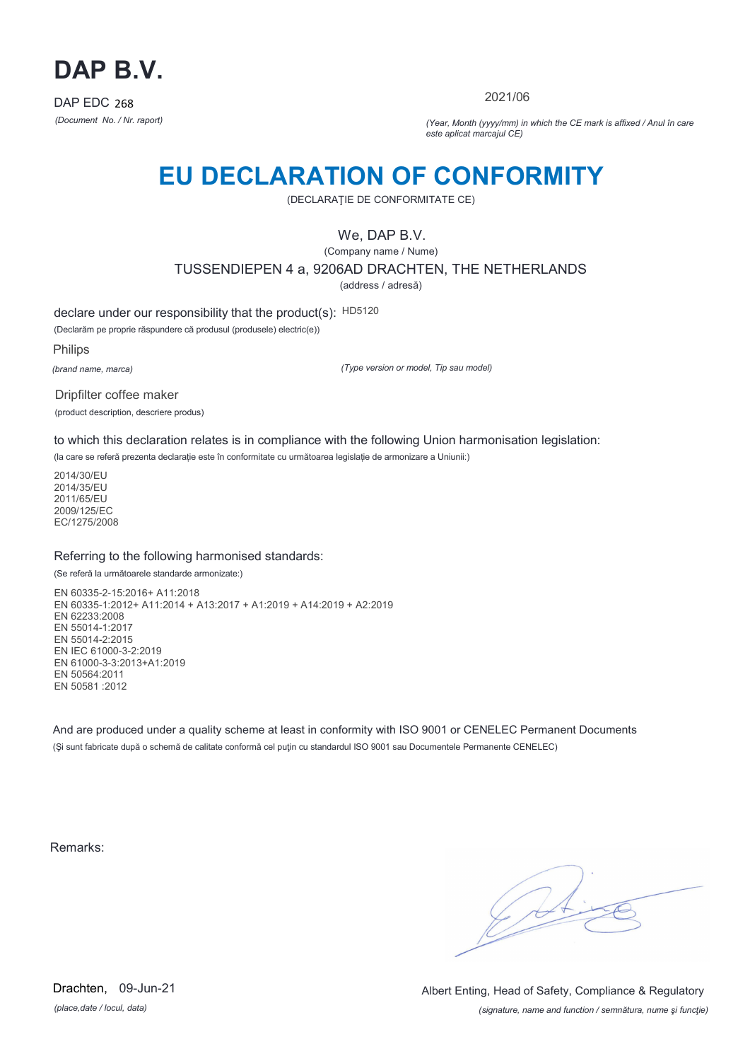# DAP B.V.

DAP EDC 268

*(Document No. / Nr. raport)*

2021/06

*(Year, Month (yyyy/mm) in which the CE mark is affixed / Anul în care este aplicat marcajul CE)*

# EU DECLARATION OF CONFORMITY

(DECLARAŢIE DE CONFORMITATE CE)

We, DAP B.V.

(Company name / Nume)

TUSSENDIEPEN 4 a, 9206AD DRACHTEN, THE NETHERLANDS

(address / adresă)

declare under our responsibility that the product(s): HD5120

(Declarăm pe proprie răspundere că produsul (produsele) electric(e))

Philips

*(brand name, marca)*

*(Type version or model, Tip sau model)*

Dripfilter coffee maker

(product description, descriere produs)

to which this declaration relates is in compliance with the following Union harmonisation legislation:

(la care se referă prezenta declarație este în conformitate cu următoarea legislație de armonizare a Uniunii:)

2014/30/EU
2014/35/EU
2011/65/EU
2009/125/EC
EC/1275/2008

Referring to the following harmonised standards:

(Se referă la următoarele standarde armonizate:)

EN 60335-2-15:2016+ A11:2018
EN 60335-1:2012+ A11:2014 + A13:2017 + A1:2019 + A14:2019 + A2:2019
EN 62233:2008
EN 55014-1:2017
EN 55014-2:2015
EN IEC 61000-3-2:2019
EN 61000-3-3:2013+A1:2019
EN 50564:2011
EN 50581 :2012

And are produced under a quality scheme at least in conformity with ISO 9001 or CENELEC Permanent Documents

(Şi sunt fabricate după o schemă de calitate conformă cel puţin cu standardul ISO 9001 sau Documentele Permanente CENELEC)

Remarks:

Drachten, 09-Jun-21

*(place,date / locul, data)*

Albert Enting, Head of Safety, Compliance & Regulatory

*(signature, name and function / semnătura, nume şi funcţie)*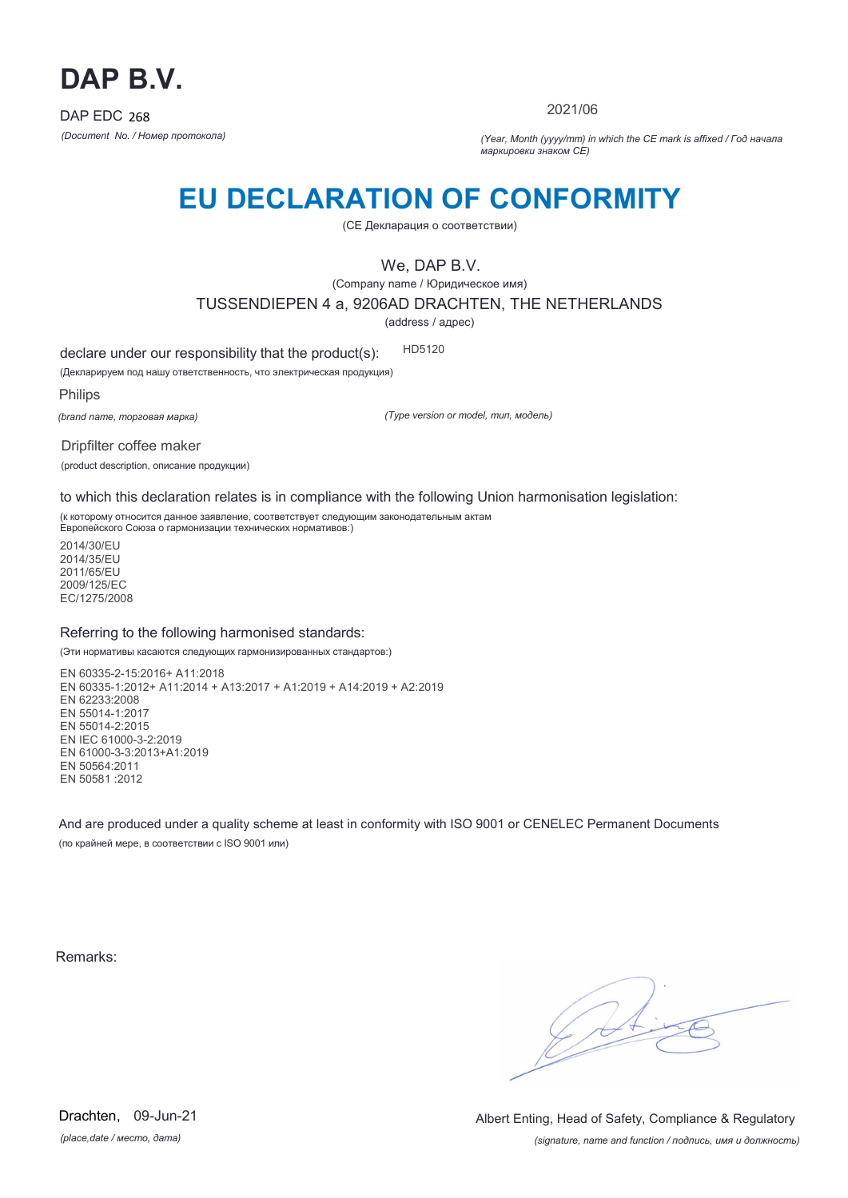# DAP B.V.

DAP EDC 268

*(Document No. / Номер протокола)*

2021/06

*(Year, Month (yyyy/mm) in which the CE mark is affixed / Год начала маркировки знаком CE)*

# EU DECLARATION OF CONFORMITY

(CE Декларация о соответствии)

We, DAP B.V.

(Company name / Юридическое имя)

TUSSENDIEPEN 4 a, 9206AD DRACHTEN, THE NETHERLANDS

(address / адрес)

declare under our responsibility that the product(s): HD5120

(Декларируем под нашу ответственность, что электрическая продукция)

Philips

*(brand name, торговая марка)*

*(Type version or model, тип, модель)*

Dripfilter coffee maker

(product description, описание продукции)

to which this declaration relates is in compliance with the following Union harmonisation legislation:

(к которому относится данное заявление, соответствует следующим законодательным актам Европейского Союза о гармонизации технических нормативов:)

2014/30/EU
2014/35/EU
2011/65/EU
2009/125/EC
EC/1275/2008

Referring to the following harmonised standards:

(Эти нормативы касаются следующих гармонизированных стандартов:)

EN 60335-2-15:2016+ A11:2018
EN 60335-1:2012+ A11:2014 + A13:2017 + A1:2019 + A14:2019 + A2:2019
EN 62233:2008
EN 55014-1:2017
EN 55014-2:2015
EN IEC 61000-3-2:2019
EN 61000-3-3:2013+A1:2019
EN 50564:2011
EN 50581 :2012

And are produced under a quality scheme at least in conformity with ISO 9001 or CENELEC Permanent Documents

(по крайней мере, в соответствии с ISO 9001 или)

Remarks:

Drachten, 09-Jun-21

*(place,date / место, дата)*

Albert Enting, Head of Safety, Compliance & Regulatory

*(signature, name and function / подпись, имя и должность)*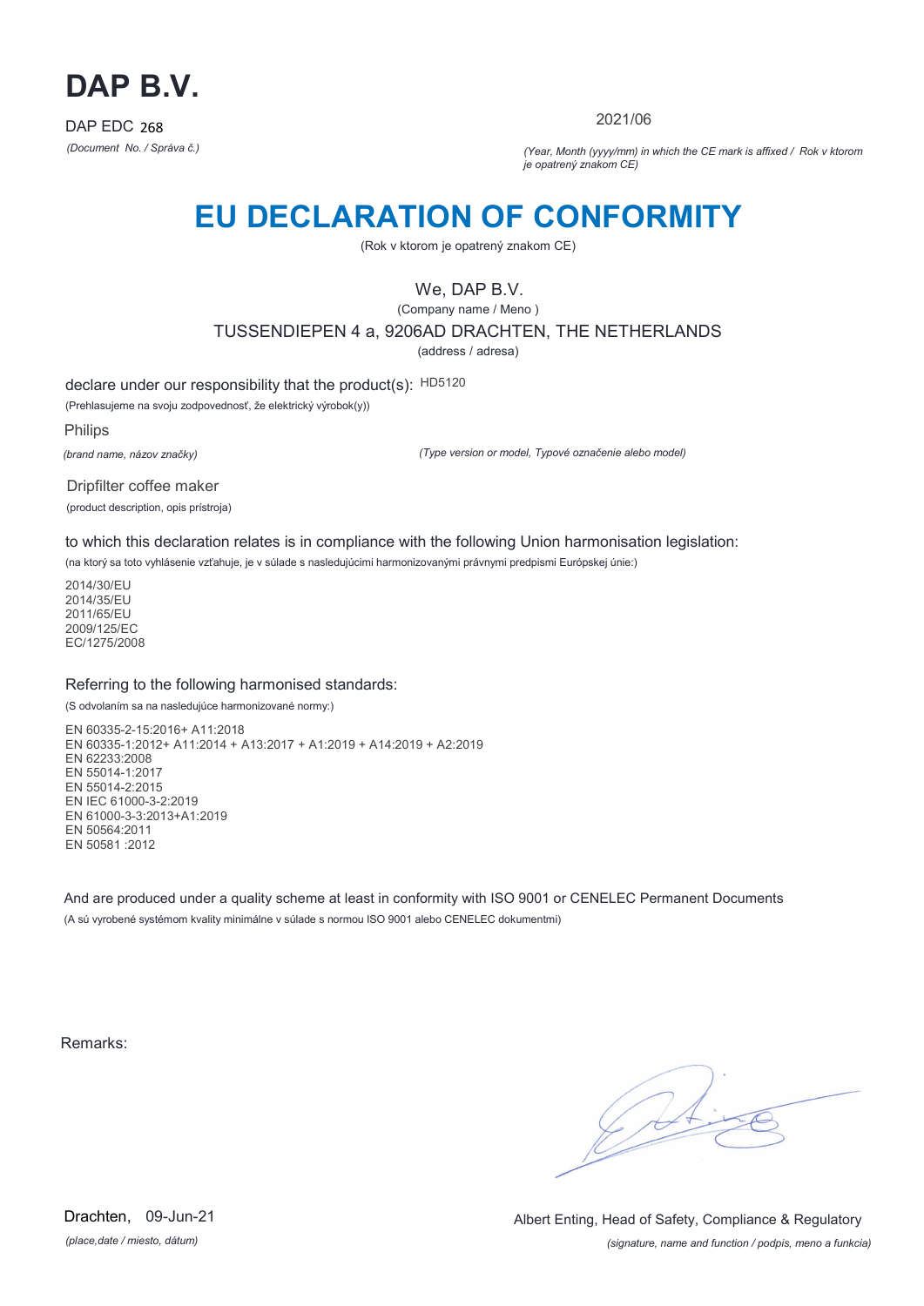# DAP B.V.

DAP EDC 268

*(Document No. / Správa č.)*

2021/06

*(Year, Month (yyyy/mm) in which the CE mark is affixed / Rok v ktorom je opatrený znakom CE)*

# EU DECLARATION OF CONFORMITY

(Rok v ktorom je opatrený znakom CE)

We, DAP B.V.

(Company name / Meno )

TUSSENDIEPEN 4 a, 9206AD DRACHTEN, THE NETHERLANDS

(address / adresa)

declare under our responsibility that the product(s): HD5120

(Prehlasujeme na svoju zodpovednosť, že elektrický výrobok(y))

Philips

*(brand name, názov značky)*

*(Type version or model, Typové označenie alebo model)*

Dripfilter coffee maker

(product description, opis prístroja)

to which this declaration relates is in compliance with the following Union harmonisation legislation:

(na ktorý sa toto vyhlásenie vzťahuje, je v súlade s nasledujúcimi harmonizovanými právnymi predpismi Európskej únie:)

2014/30/EU
2014/35/EU
2011/65/EU
2009/125/EC
EC/1275/2008

Referring to the following harmonised standards:

(S odvolaním sa na nasledujúce harmonizované normy:)

EN 60335-2-15:2016+ A11:2018
EN 60335-1:2012+ A11:2014 + A13:2017 + A1:2019 + A14:2019 + A2:2019
EN 62233:2008
EN 55014-1:2017
EN 55014-2:2015
EN IEC 61000-3-2:2019
EN 61000-3-3:2013+A1:2019
EN 50564:2011
EN 50581 :2012

And are produced under a quality scheme at least in conformity with ISO 9001 or CENELEC Permanent Documents

(A sú vyrobené systémom kvality minimálne v súlade s normou ISO 9001 alebo CENELEC dokumentmi)

Remarks:

Drachten, 09-Jun-21

*(place,date / miesto, dátum)*

Albert Enting, Head of Safety, Compliance & Regulatory

*(signature, name and function / podpis, meno a funkcia)*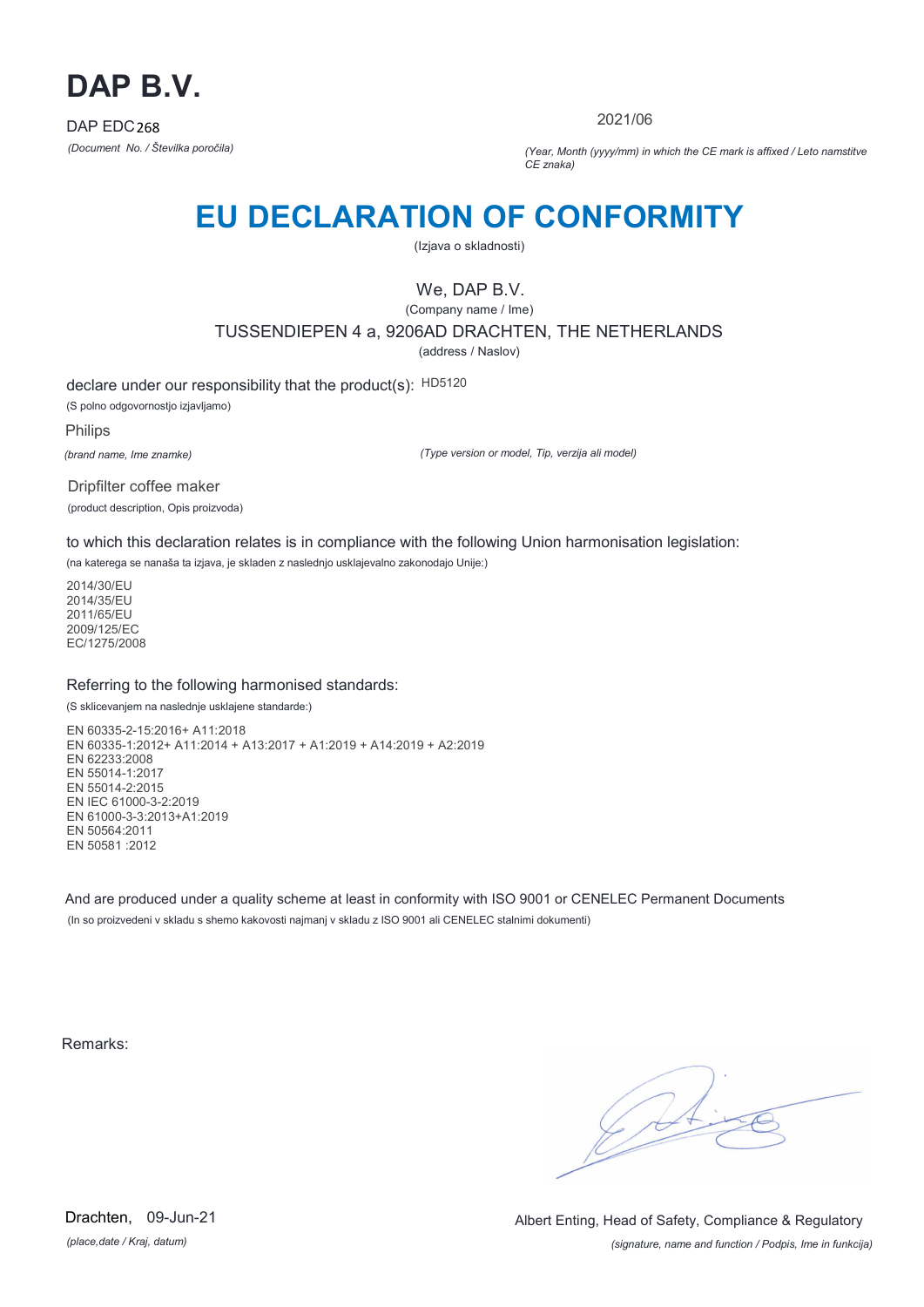# DAP B.V.

DAP EDC 268

*(Document No. / Številka poročila)*

2021/06

*(Year, Month (yyyy/mm) in which the CE mark is affixed / Leto namstitve CE znaka)*

# EU DECLARATION OF CONFORMITY

(Izjava o skladnosti)

We, DAP B.V.

(Company name / Ime)

TUSSENDIEPEN 4 a, 9206AD DRACHTEN, THE NETHERLANDS

(address / Naslov)

declare under our responsibility that the product(s): HD5120

(S polno odgovornostjo izjavljamo)

Philips

*(brand name, Ime znamke)*

*(Type version or model, Tip, verzija ali model)*

Dripfilter coffee maker

(product description, Opis proizvoda)

to which this declaration relates is in compliance with the following Union harmonisation legislation:

(na katerega se nanaša ta izjava, je skladen z naslednjo usklajevalno zakonodajo Unije:)

2014/30/EU
2014/35/EU
2011/65/EU
2009/125/EC
EC/1275/2008

Referring to the following harmonised standards:

(S sklicevanjem na naslednje usklajene standarde:)

EN 60335-2-15:2016+ A11:2018
EN 60335-1:2012+ A11:2014 + A13:2017 + A1:2019 + A14:2019 + A2:2019
EN 62233:2008
EN 55014-1:2017
EN 55014-2:2015
EN IEC 61000-3-2:2019
EN 61000-3-3:2013+A1:2019
EN 50564:2011
EN 50581 :2012

And are produced under a quality scheme at least in conformity with ISO 9001 or CENELEC Permanent Documents

(In so proizvedeni v skladu s shemo kakovosti najmanj v skladu z ISO 9001 ali CENELEC stalnimi dokumenti)

Remarks:

Drachten, 09-Jun-21

*(place,date / Kraj, datum)*

Albert Enting, Head of Safety, Compliance & Regulatory

*(signature, name and function / Podpis, Ime in funkcija)*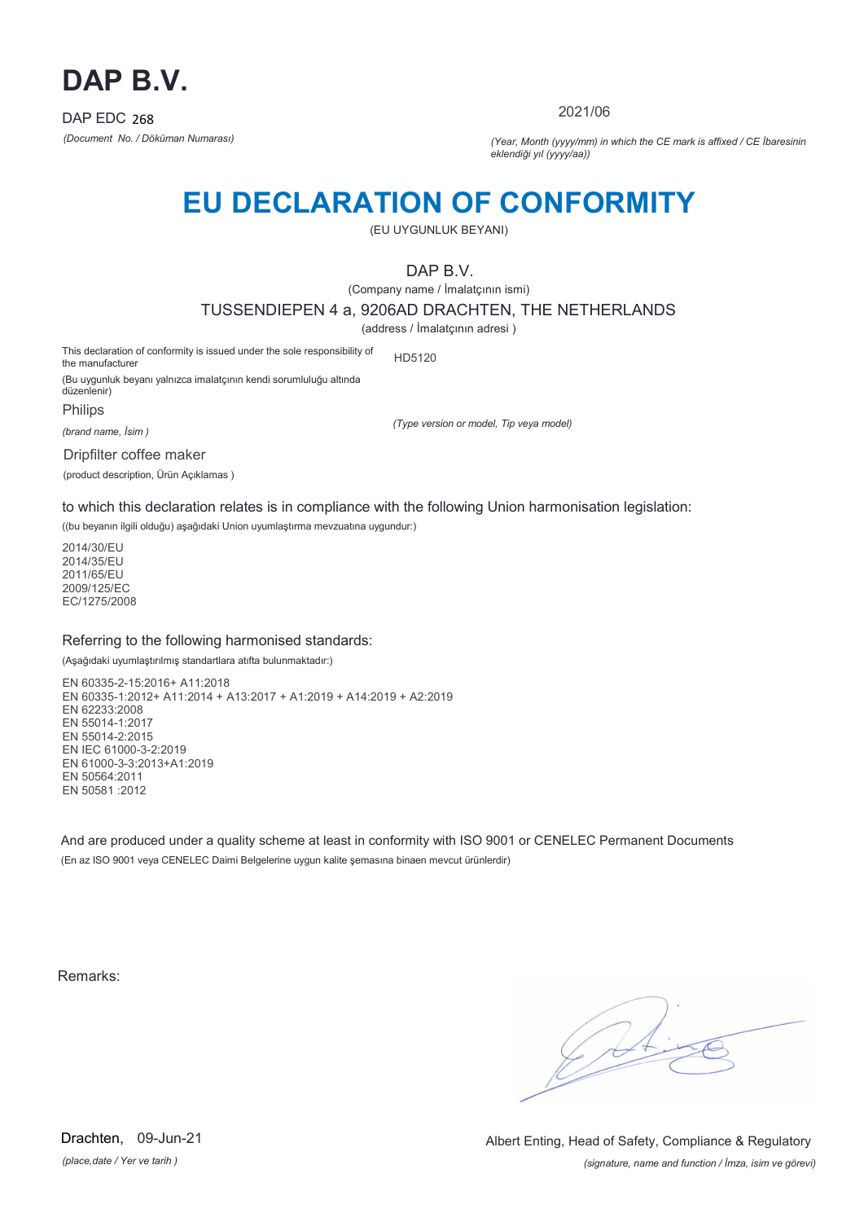# DAP B.V.

DAP EDC 268

*(Document No. / Döküman Numarası)*

2021/06

*(Year, Month (yyyy/mm) in which the CE mark is affixed / CE İbaresinin eklendiği yıl (yyyy/aa))*

# EU DECLARATION OF CONFORMITY

(EU UYGUNLUK BEYANI)

DAP B.V.

(Company name / İmalatçının ismi)

TUSSENDIEPEN 4 a, 9206AD DRACHTEN, THE NETHERLANDS

(address / İmalatçının adresi )

This declaration of conformity is issued under the sole responsibility of the manufacturer

(Bu uygunluk beyanı yalnızca imalatçının kendi sorumluluğu altında düzenlenir)

HD5120

Philips

*(brand name, İsim )*

*(Type version or model, Tip veya model)*

Dripfilter coffee maker

(product description, Ürün Açıklamas )

to which this declaration relates is in compliance with the following Union harmonisation legislation:

((bu beyanın ilgili olduğu) aşağıdaki Union uyumlaştırma mevzuatına uygundur:)

2014/30/EU
2014/35/EU
2011/65/EU
2009/125/EC
EC/1275/2008

Referring to the following harmonised standards:

(Aşağıdaki uyumlaştırılmış standartlara atıfta bulunmaktadır:)

EN 60335-2-15:2016+ A11:2018
EN 60335-1:2012+ A11:2014 + A13:2017 + A1:2019 + A14:2019 + A2:2019
EN 62233:2008
EN 55014-1:2017
EN 55014-2:2015
EN IEC 61000-3-2:2019
EN 61000-3-3:2013+A1:2019
EN 50564:2011
EN 50581 :2012

And are produced under a quality scheme at least in conformity with ISO 9001 or CENELEC Permanent Documents

(En az ISO 9001 veya CENELEC Daimi Belgelerine uygun kalite şemasına binaen mevcut ürünlerdir)

Remarks:

Drachten, 09-Jun-21

*(place,date / Yer ve tarih )*

Albert Enting, Head of Safety, Compliance & Regulatory

*(signature, name and function / İmza, isim ve görevi)*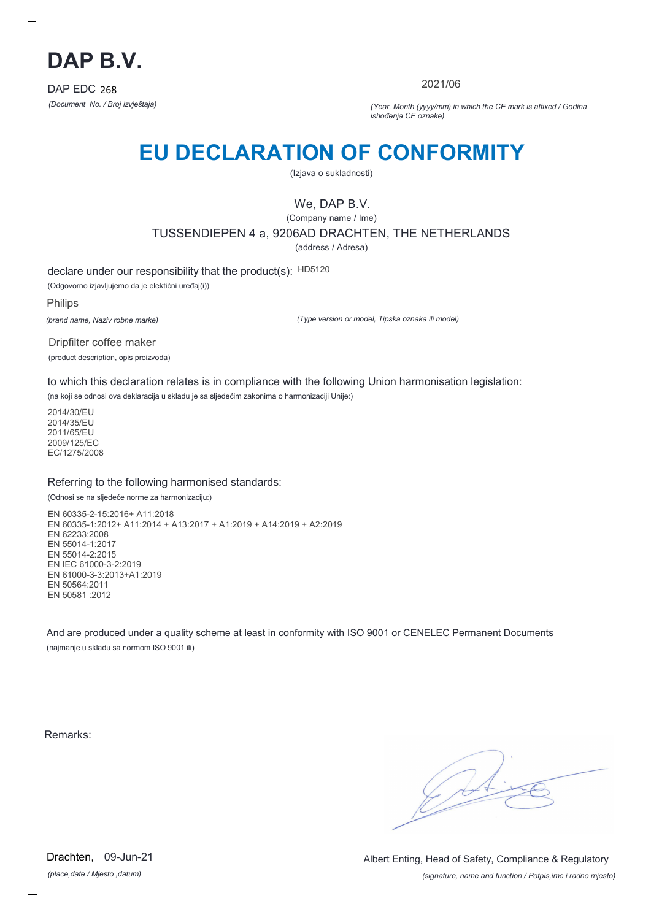# DAP B.V.

DAP EDC 268

*(Document No. / Broj izvještaja)*

2021/06

*(Year, Month (yyyy/mm) in which the CE mark is affixed / Godina ishođenja CE oznake)*

# EU DECLARATION OF CONFORMITY

(Izjava o sukladnosti)

We, DAP B.V.

(Company name / Ime)

TUSSENDIEPEN 4 a, 9206AD DRACHTEN, THE NETHERLANDS

(address / Adresa)

declare under our responsibility that the product(s): HD5120

(Odgovorno izjavljujemo da je elektični uređaj(i))

Philips

*(brand name, Naziv robne marke)*

*(Type version or model, Tipska oznaka ili model)*

Dripfilter coffee maker

(product description, opis proizvoda)

to which this declaration relates is in compliance with the following Union harmonisation legislation:

(na koji se odnosi ova deklaracija u skladu je sa sljedećim zakonima o harmonizaciji Unije:)

2014/30/EU
2014/35/EU
2011/65/EU
2009/125/EC
EC/1275/2008

Referring to the following harmonised standards:

(Odnosi se na sljedeće norme za harmonizaciju:)

EN 60335-2-15:2016+ A11:2018
EN 60335-1:2012+ A11:2014 + A13:2017 + A1:2019 + A14:2019 + A2:2019
EN 62233:2008
EN 55014-1:2017
EN 55014-2:2015
EN IEC 61000-3-2:2019
EN 61000-3-3:2013+A1:2019
EN 50564:2011
EN 50581 :2012

And are produced under a quality scheme at least in conformity with ISO 9001 or CENELEC Permanent Documents

(najmanje u skladu sa normom ISO 9001 ili)

Remarks:

Drachten, 09-Jun-21

*(place,date / Mjesto ,datum)*

Albert Enting, Head of Safety, Compliance & Regulatory

*(signature, name and function / Potpis,ime i radno mjesto)*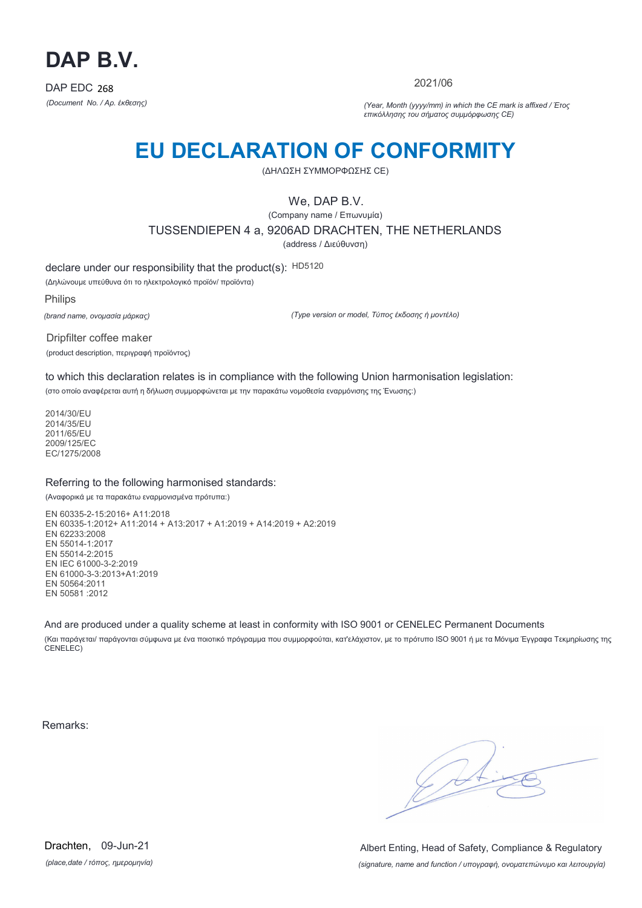# DAP B.V.

DAP EDC 268

*(Document No. / Αρ. έκθεσης)*

2021/06

*(Year, Month (yyyy/mm) in which the CE mark is affixed / Έτος επικόλλησης του σήματος συμμόρφωσης CE)*

# EU DECLARATION OF CONFORMITY

(ΔΗΛΩΣΗ ΣΥΜΜΟΡΦΩΣΗΣ CE)

We, DAP B.V.

(Company name / Επωνυμία)

TUSSENDIEPEN 4 a, 9206AD DRACHTEN, THE NETHERLANDS

(address / Διεύθυνση)

declare under our responsibility that the product(s): HD5120

(Δηλώνουμε υπεύθυνα ότι το ηλεκτρολογικό προϊόν/ προϊόντα)

Philips

*(brand name, ονομασία μάρκας)*

*(Type version or model, Τύπος έκδοσης ή μοντέλο)*

Dripfilter coffee maker

(product description, περιγραφή προϊόντος)

to which this declaration relates is in compliance with the following Union harmonisation legislation:

(στο οποίο αναφέρεται αυτή η δήλωση συμμορφώνεται με την παρακάτω νομοθεσία εναρμόνισης της Ένωσης:)

2014/30/EU
2014/35/EU
2011/65/EU
2009/125/EC
EC/1275/2008

Referring to the following harmonised standards:

(Αναφορικά με τα παρακάτω εναρμονισμένα πρότυπα:)

EN 60335-2-15:2016+ A11:2018
EN 60335-1:2012+ A11:2014 + A13:2017 + A1:2019 + A14:2019 + A2:2019
EN 62233:2008
EN 55014-1:2017
EN 55014-2:2015
EN IEC 61000-3-2:2019
EN 61000-3-3:2013+A1:2019
EN 50564:2011
EN 50581 :2012

And are produced under a quality scheme at least in conformity with ISO 9001 or CENELEC Permanent Documents

(Και παράγεται/ παράγονται σύμφωνα με ένα ποιοτικό πρόγραμμα που συμμορφούται, κατ'ελάχιστον, με το πρότυπο ISO 9001 ή με τα Μόνιμα Έγγραφα Τεκμηρίωσης της CENELEC)

Remarks:

Drachten, 09-Jun-21

*(place,date / τόπος, ημερομηνία)*

Albert Enting, Head of Safety, Compliance & Regulatory

*(signature, name and function / υπογραφή, ονοματεπώνυμο και λειτουργία)*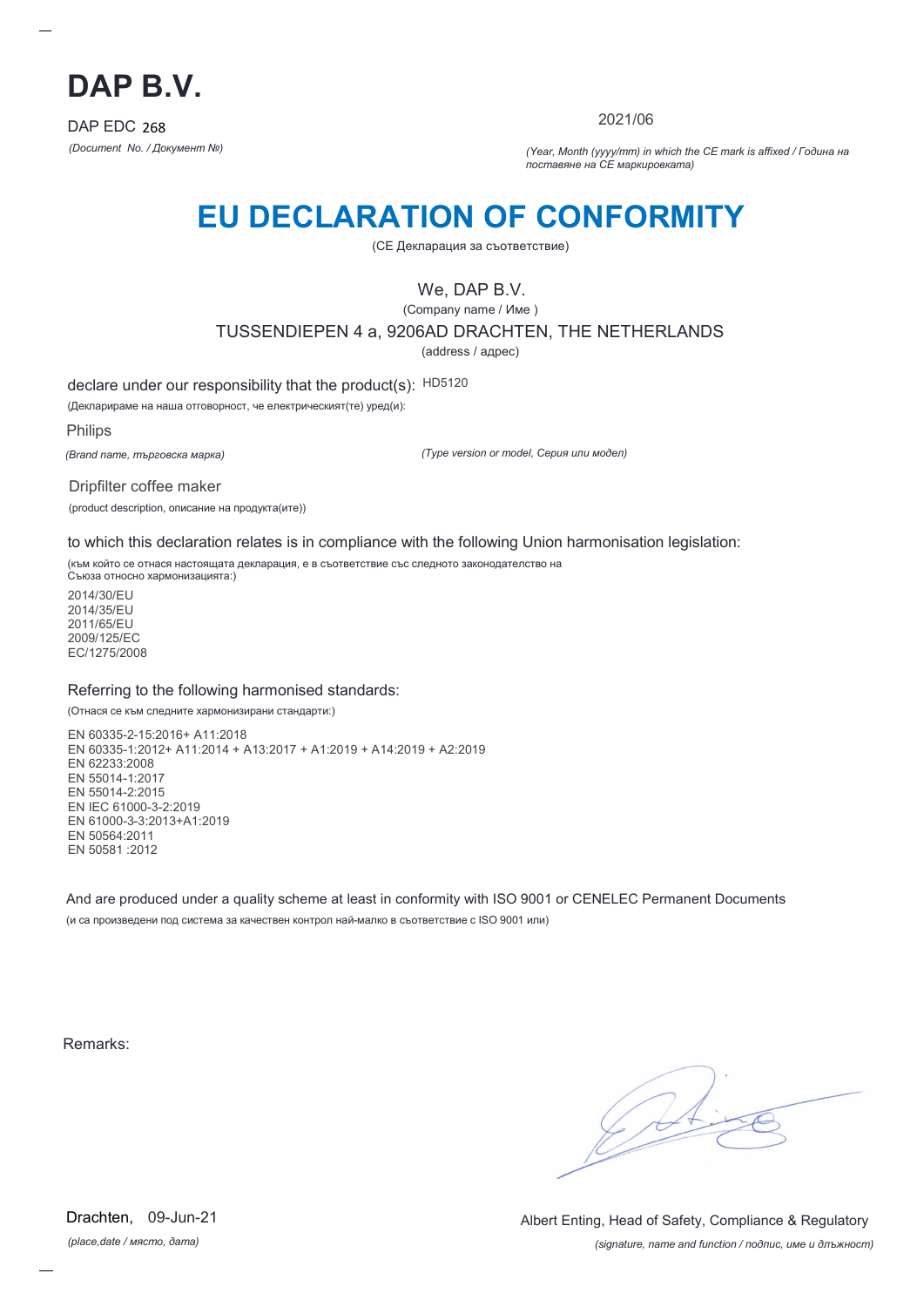# DAP B.V.

DAP EDC 268

*(Document No. / Документ №)*

2021/06

*(Year, Month (yyyy/mm) in which the CE mark is affixed / Година на поставяне на CE маркировката)*

# EU DECLARATION OF CONFORMITY

(CE Декларация за съответствие)

We, DAP B.V.

(Company name / Име )

TUSSENDIEPEN 4 a, 9206AD DRACHTEN, THE NETHERLANDS

(address / адрес)

declare under our responsibility that the product(s): HD5120

(Декларираме на наша отговорност, че електрическият(те) уред(и):

Philips

*(Brand name, търговска марка)*

*(Type version or model, Серия или модел)*

Dripfilter coffee maker

(product description, описание на продукта(ите))

to which this declaration relates is in compliance with the following Union harmonisation legislation:

(към който се отнася настоящата декларация, е в съответствие със следното законодателство на Съюза относно хармонизацията:)

2014/30/EU
2014/35/EU
2011/65/EU
2009/125/EC
EC/1275/2008

Referring to the following harmonised standards:

(Отнася се към следните хармонизирани стандарти:)

EN 60335-2-15:2016+ A11:2018
EN 60335-1:2012+ A11:2014 + A13:2017 + A1:2019 + A14:2019 + A2:2019
EN 62233:2008
EN 55014-1:2017
EN 55014-2:2015
EN IEC 61000-3-2:2019
EN 61000-3-3:2013+A1:2019
EN 50564:2011
EN 50581 :2012

And are produced under a quality scheme at least in conformity with ISO 9001 or CENELEC Permanent Documents

(и са произведени под система за качествен контрол най-малко в съответствие с ISO 9001 или)

Remarks:

Drachten, 09-Jun-21

*(place,date / място, дата)*

Albert Enting, Head of Safety, Compliance & Regulatory

*(signature, name and function / подпис, име и длъжност)*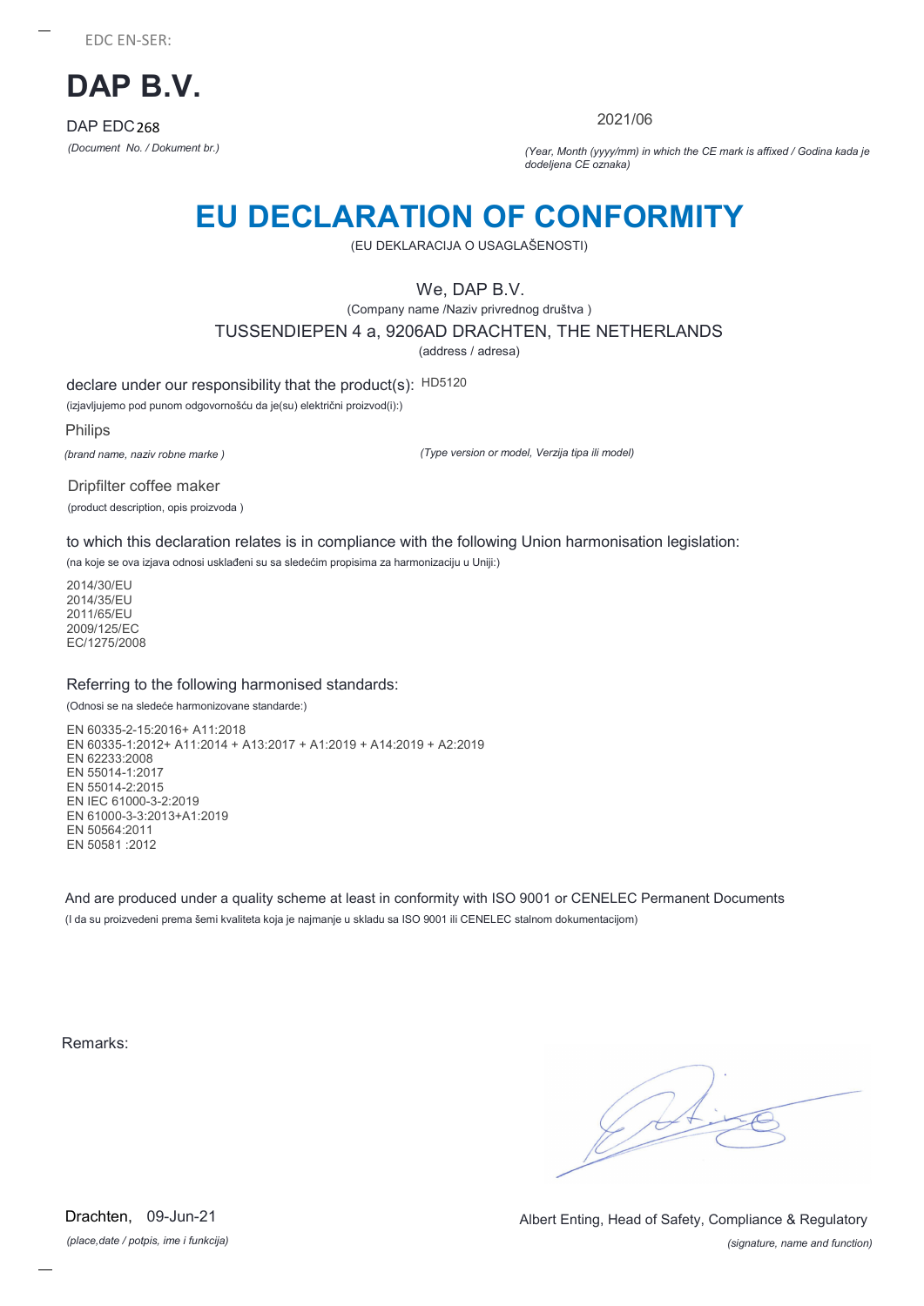EDC EN-SER:

# DAP B.V.

DAP EDC 268

*(Document No. / Dokument br.)*

2021/06

*(Year, Month (yyyy/mm) in which the CE mark is affixed / Godina kada je dodeljena CE oznaka)*

# EU DECLARATION OF CONFORMITY

(EU DEKLARACIJA O USAGLAŠENOSTI)

We, DAP B.V.

(Company name /Naziv privrednog društva )

TUSSENDIEPEN 4 a, 9206AD DRACHTEN, THE NETHERLANDS

(address / adresa)

declare under our responsibility that the product(s): HD5120

(izjavljujemo pod punom odgovornošću da je(su) električni proizvod(i):)

Philips

*(brand name, naziv robne marke )*

*(Type version or model, Verzija tipa ili model)*

Dripfilter coffee maker

(product description, opis proizvoda )

to which this declaration relates is in compliance with the following Union harmonisation legislation:

(na koje se ova izjava odnosi usklađeni su sa sledećim propisima za harmonizaciju u Uniji:)

2014/30/EU
2014/35/EU
2011/65/EU
2009/125/EC
EC/1275/2008

Referring to the following harmonised standards:

(Odnosi se na sledeće harmonizovane standarde:)

EN 60335-2-15:2016+ A11:2018
EN 60335-1:2012+ A11:2014 + A13:2017 + A1:2019 + A14:2019 + A2:2019
EN 62233:2008
EN 55014-1:2017
EN 55014-2:2015
EN IEC 61000-3-2:2019
EN 61000-3-3:2013+A1:2019
EN 50564:2011
EN 50581 :2012

And are produced under a quality scheme at least in conformity with ISO 9001 or CENELEC Permanent Documents

(I da su proizvedeni prema šemi kvaliteta koja je najmanje u skladu sa ISO 9001 ili CENELEC stalnom dokumentacijom)

Remarks:

Drachten, 09-Jun-21

*(place,date / potpis, ime i funkcija)*

Albert Enting, Head of Safety, Compliance & Regulatory

*(signature, name and function)*